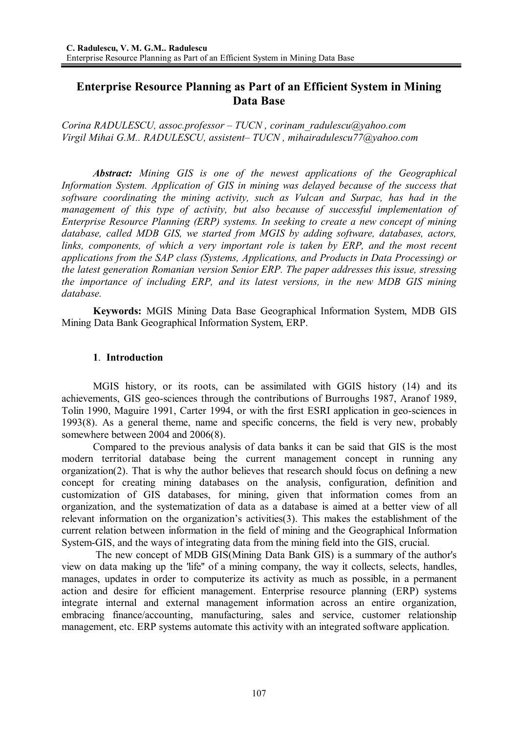# Enterprise Resource Planning as Part of an Efficient System in Mining Data Base

*Corina RADULESCU, assoc.professor – TUCN , corinam_radulescu@yahoo.com*
*Virgil Mihai G.M.. RADULESCU, assistent– TUCN , mihairadulescu77@yahoo.com*

***Abstract:*** *Mining GIS is one of the newest applications of the Geographical Information System. Application of GIS in mining was delayed because of the success that software coordinating the mining activity, such as Vulcan and Surpac, has had in the management of this type of activity, but also because of successful implementation of Enterprise Resource Planning (ERP) systems. In seeking to create a new concept of mining database, called MDB GIS, we started from MGIS by adding software, databases, actors, links, components, of which a very important role is taken by ERP, and the most recent applications from the SAP class (Systems, Applications, and Products in Data Processing) or the latest generation Romanian version Senior ERP. The paper addresses this issue, stressing the importance of including ERP, and its latest versions, in the new MDB GIS mining database.*

**Keywords:** MGIS Mining Data Base Geographical Information System, MDB GIS Mining Data Bank Geographical Information System, ERP.

## 1. Introduction

MGIS history, or its roots, can be assimilated with GGIS history (14) and its achievements, GIS geo-sciences through the contributions of Burroughs 1987, Aranof 1989, Tolin 1990, Maguire 1991, Carter 1994, or with the first ESRI application in geo-sciences in 1993(8). As a general theme, name and specific concerns, the field is very new, probably somewhere between 2004 and 2006(8).

Compared to the previous analysis of data banks it can be said that GIS is the most modern territorial database being the current management concept in running any organization(2). That is why the author believes that research should focus on defining a new concept for creating mining databases on the analysis, configuration, definition and customization of GIS databases, for mining, given that information comes from an organization, and the systematization of data as a database is aimed at a better view of all relevant information on the organization's activities(3). This makes the establishment of the current relation between information in the field of mining and the Geographical Information System-GIS, and the ways of integrating data from the mining field into the GIS, crucial.

The new concept of MDB GIS(Mining Data Bank GIS) is a summary of the author's view on data making up the 'life' of a mining company, the way it collects, selects, handles, manages, updates in order to computerize its activity as much as possible, in a permanent action and desire for efficient management. Enterprise resource planning (ERP) systems integrate internal and external management information across an entire organization, embracing finance/accounting, manufacturing, sales and service, customer relationship management, etc. ERP systems automate this activity with an integrated software application.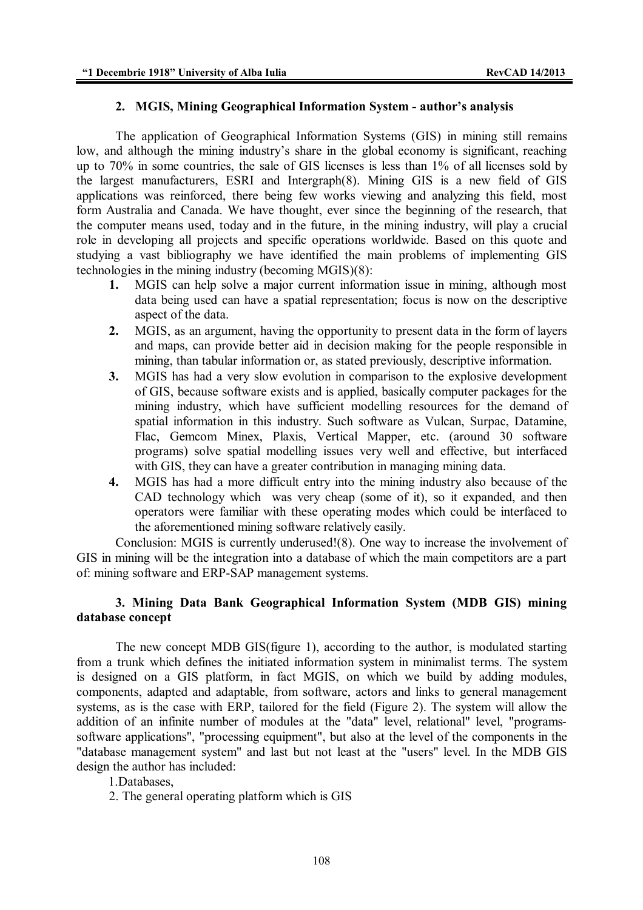## 2. MGIS, Mining Geographical Information System - author's analysis

The application of Geographical Information Systems (GIS) in mining still remains low, and although the mining industry's share in the global economy is significant, reaching up to 70% in some countries, the sale of GIS licenses is less than 1% of all licenses sold by the largest manufacturers, ESRI and Intergraph(8). Mining GIS is a new field of GIS applications was reinforced, there being few works viewing and analyzing this field, most form Australia and Canada. We have thought, ever since the beginning of the research, that the computer means used, today and in the future, in the mining industry, will play a crucial role in developing all projects and specific operations worldwide. Based on this quote and studying a vast bibliography we have identified the main problems of implementing GIS technologies in the mining industry (becoming MGIS)(8):

1. MGIS can help solve a major current information issue in mining, although most data being used can have a spatial representation; focus is now on the descriptive aspect of the data.
2. MGIS, as an argument, having the opportunity to present data in the form of layers and maps, can provide better aid in decision making for the people responsible in mining, than tabular information or, as stated previously, descriptive information.
3. MGIS has had a very slow evolution in comparison to the explosive development of GIS, because software exists and is applied, basically computer packages for the mining industry, which have sufficient modelling resources for the demand of spatial information in this industry. Such software as Vulcan, Surpac, Datamine, Flac, Gemcom Minex, Plaxis, Vertical Mapper, etc. (around 30 software programs) solve spatial modelling issues very well and effective, but interfaced with GIS, they can have a greater contribution in managing mining data.
4. MGIS has had a more difficult entry into the mining industry also because of the CAD technology which was very cheap (some of it), so it expanded, and then operators were familiar with these operating modes which could be interfaced to the aforementioned mining software relatively easily.

Conclusion: MGIS is currently underused!(8). One way to increase the involvement of GIS in mining will be the integration into a database of which the main competitors are a part of: mining software and ERP-SAP management systems.

## 3. Mining Data Bank Geographical Information System (MDB GIS) mining database concept

The new concept MDB GIS(figure 1), according to the author, is modulated starting from a trunk which defines the initiated information system in minimalist terms. The system is designed on a GIS platform, in fact MGIS, on which we build by adding modules, components, adapted and adaptable, from software, actors and links to general management systems, as is the case with ERP, tailored for the field (Figure 2). The system will allow the addition of an infinite number of modules at the "data" level, relational" level, "programs-software applications", "processing equipment", but also at the level of the components in the "database management system" and last but not least at the "users" level. In the MDB GIS design the author has included:

1.Databases,

2. The general operating platform which is GIS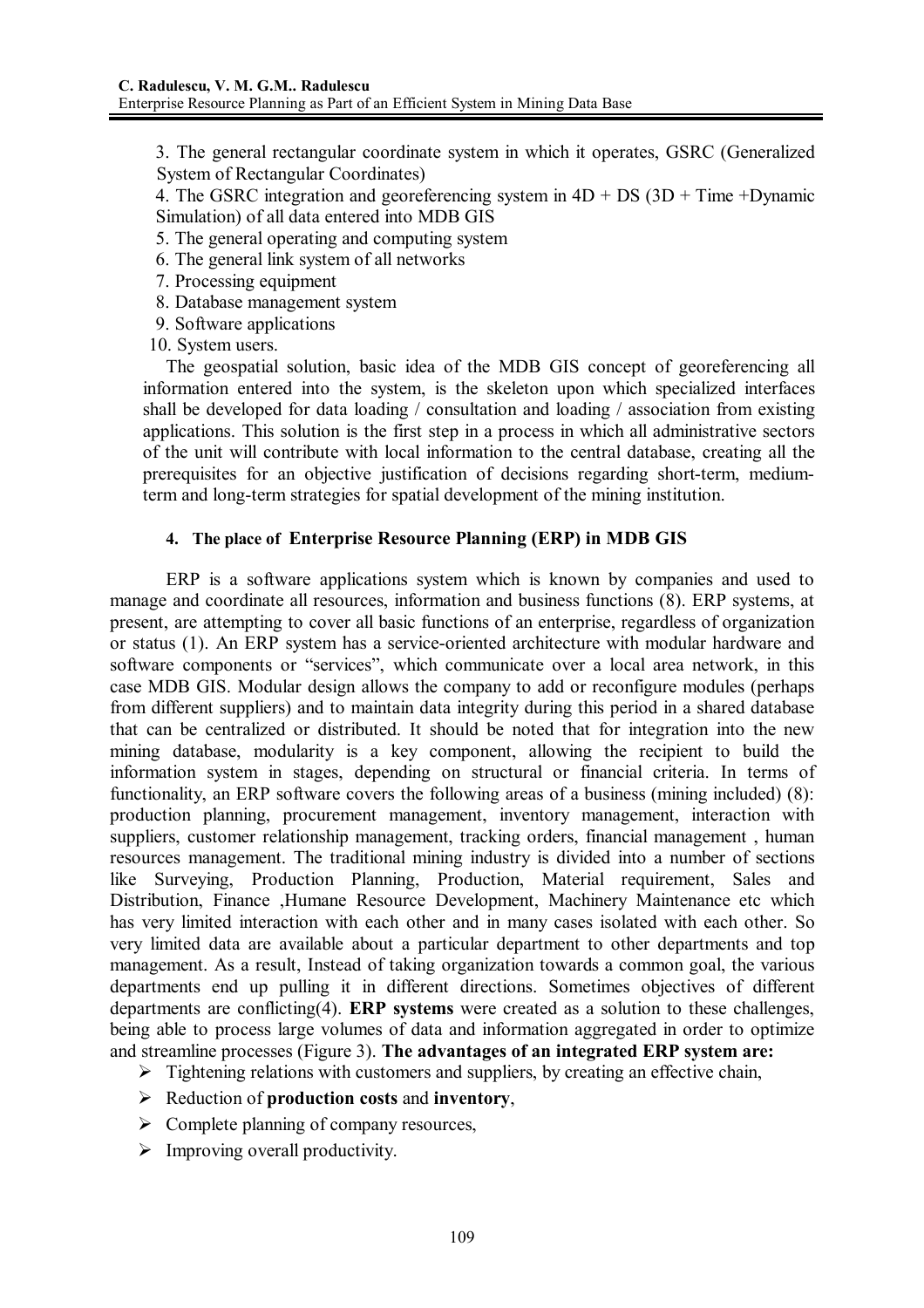3. The general rectangular coordinate system in which it operates, GSRC (Generalized System of Rectangular Coordinates)
4. The GSRC integration and georeferencing system in 4D + DS (3D + Time +Dynamic Simulation) of all data entered into MDB GIS
5. The general operating and computing system
6. The general link system of all networks
7. Processing equipment
8. Database management system
9. Software applications
10. System users.

The geospatial solution, basic idea of the MDB GIS concept of georeferencing all information entered into the system, is the skeleton upon which specialized interfaces shall be developed for data loading / consultation and loading / association from existing applications. This solution is the first step in a process in which all administrative sectors of the unit will contribute with local information to the central database, creating all the prerequisites for an objective justification of decisions regarding short-term, medium-term and long-term strategies for spatial development of the mining institution.

#### 4. The place of Enterprise Resource Planning (ERP) in MDB GIS

ERP is a software applications system which is known by companies and used to manage and coordinate all resources, information and business functions (8). ERP systems, at present, are attempting to cover all basic functions of an enterprise, regardless of organization or status (1). An ERP system has a service-oriented architecture with modular hardware and software components or "services", which communicate over a local area network, in this case MDB GIS. Modular design allows the company to add or reconfigure modules (perhaps from different suppliers) and to maintain data integrity during this period in a shared database that can be centralized or distributed. It should be noted that for integration into the new mining database, modularity is a key component, allowing the recipient to build the information system in stages, depending on structural or financial criteria. In terms of functionality, an ERP software covers the following areas of a business (mining included) (8): production planning, procurement management, inventory management, interaction with suppliers, customer relationship management, tracking orders, financial management , human resources management. The traditional mining industry is divided into a number of sections like Surveying, Production Planning, Production, Material requirement, Sales and Distribution, Finance ,Humane Resource Development, Machinery Maintenance etc which has very limited interaction with each other and in many cases isolated with each other. So very limited data are available about a particular department to other departments and top management. As a result, Instead of taking organization towards a common goal, the various departments end up pulling it in different directions. Sometimes objectives of different departments are conflicting(4). **ERP systems** were created as a solution to these challenges, being able to process large volumes of data and information aggregated in order to optimize and streamline processes (Figure 3). **The advantages of an integrated ERP system are:**

- Tightening relations with customers and suppliers, by creating an effective chain,
- Reduction of **production costs** and **inventory**,
- Complete planning of company resources,
- Improving overall productivity.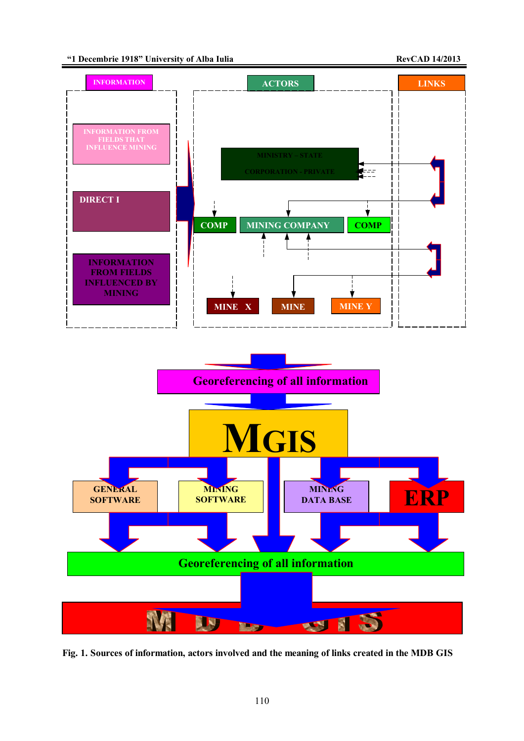INFORMATION

INFORMATION FROM FIELDS THAT INFLUENCE MINING

DIRECT I

INFORMATION FROM FIELDS INFLUENCED BY MINING

ACTORS

MINISTRY – STATE

CORPORATION - PRIVATE

COMP

MINING COMPANY

COMP

MINE X

MINE

MINE Y

LINKS

Georeferencing of all information

MGIS

GENERAL SOFTWARE

MINING SOFTWARE

MINING DATA BASE

ERP

Georeferencing of all information

MDB GIS

**Fig. 1. Sources of information, actors involved and the meaning of links created in the MDB GIS**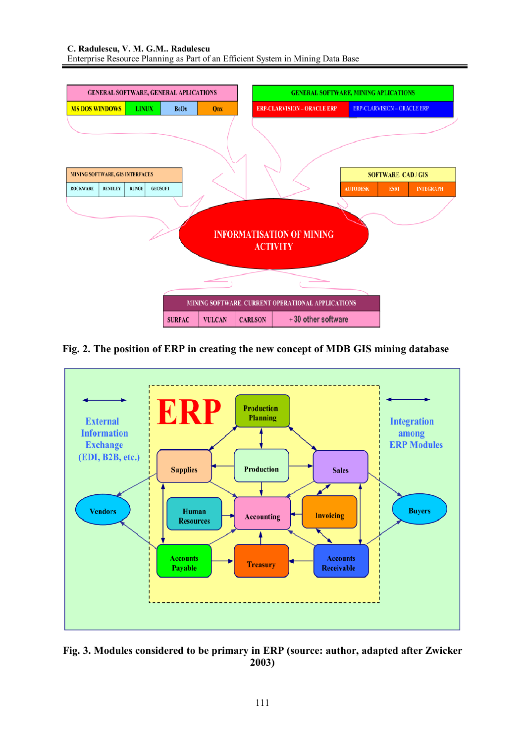GENERAL SOFTWARE, GENERAL APLICATIONS

MS DOS WINDOWS | LINUX | BeOs | Qnx

GENERAL SOFTWARE, MINING APLICATIONS

ERP-CLARVISION – ORACLE ERP | ERP-CLARVISION – ORACLE ERP

MINING SOFTWARE, GIS INTERFACES

ROCKWARE | BENTLEY | RUNGE | GEOSOFT

SOFTWARE CAD / GIS

AUTODESK | ESRI | INTEGRAPH

INFORMATISATION OF MINING ACTIVITY

MINING SOFTWARE, CURRENT OPERATIONAL APPLICATIONS

SURPAC | VULCAN | CARLSON | + 30 other software

**Fig. 2. The position of ERP in creating the new concept of MDB GIS mining database**

External Information Exchange (EDI, B2B, etc.)

ERP

Production Planning, Supplies, Production, Sales, Human Resources, Accounting, Invoicing, Accounts Payable, Treasury, Accounts Receivable

Vendors, Buyers

Integration among ERP Modules

**Fig. 3. Modules considered to be primary in ERP (source: author, adapted after Zwicker 2003)**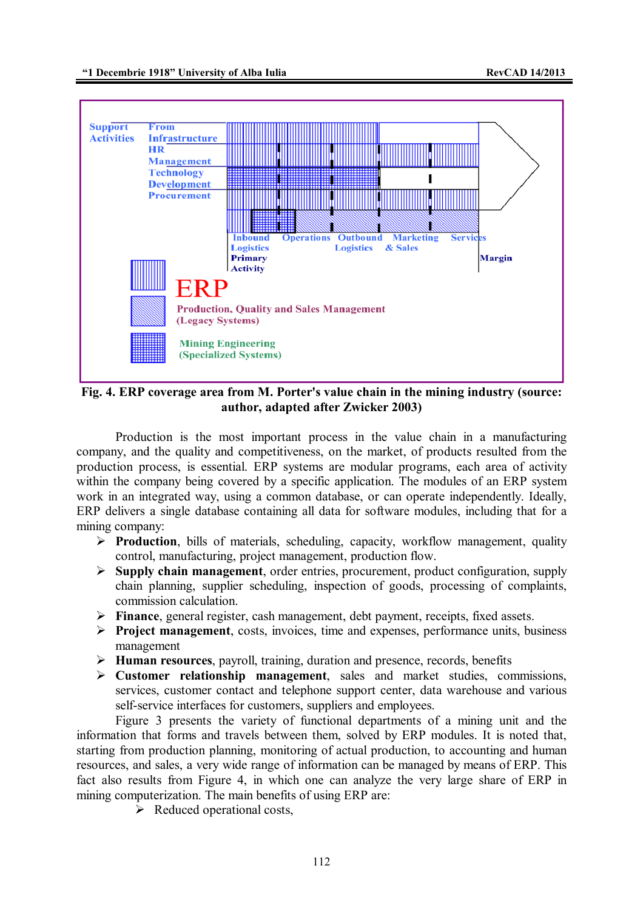Fig. 4. ERP coverage area from M. Porter's value chain in the mining industry (source: author, adapted after Zwicker 2003)

Production is the most important process in the value chain in a manufacturing company, and the quality and competitiveness, on the market, of products resulted from the production process, is essential. ERP systems are modular programs, each area of activity within the company being covered by a specific application. The modules of an ERP system work in an integrated way, using a common database, or can operate independently. Ideally, ERP delivers a single database containing all data for software modules, including that for a mining company:

- **Production**, bills of materials, scheduling, capacity, workflow management, quality control, manufacturing, project management, production flow.
- **Supply chain management**, order entries, procurement, product configuration, supply chain planning, supplier scheduling, inspection of goods, processing of complaints, commission calculation.
- **Finance**, general register, cash management, debt payment, receipts, fixed assets.
- **Project management**, costs, invoices, time and expenses, performance units, business management
- **Human resources**, payroll, training, duration and presence, records, benefits
- **Customer relationship management**, sales and market studies, commissions, services, customer contact and telephone support center, data warehouse and various self-service interfaces for customers, suppliers and employees.

Figure 3 presents the variety of functional departments of a mining unit and the information that forms and travels between them, solved by ERP modules. It is noted that, starting from production planning, monitoring of actual production, to accounting and human resources, and sales, a very wide range of information can be managed by means of ERP. This fact also results from Figure 4, in which one can analyze the very large share of ERP in mining computerization. The main benefits of using ERP are:

- Reduced operational costs,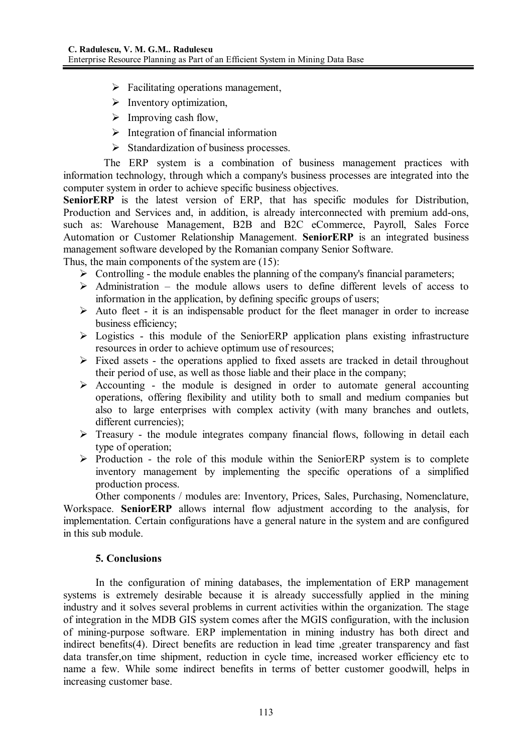- Facilitating operations management,
- Inventory optimization,
- Improving cash flow,
- Integration of financial information
- Standardization of business processes.

The ERP system is a combination of business management practices with information technology, through which a company's business processes are integrated into the computer system in order to achieve specific business objectives.

**SeniorERP** is the latest version of ERP, that has specific modules for Distribution, Production and Services and, in addition, is already interconnected with premium add-ons, such as: Warehouse Management, B2B and B2C eCommerce, Payroll, Sales Force Automation or Customer Relationship Management. **SeniorERP** is an integrated business management software developed by the Romanian company Senior Software.

Thus, the main components of the system are (15):

- Controlling - the module enables the planning of the company's financial parameters;
- Administration – the module allows users to define different levels of access to information in the application, by defining specific groups of users;
- Auto fleet - it is an indispensable product for the fleet manager in order to increase business efficiency;
- Logistics - this module of the SeniorERP application plans existing infrastructure resources in order to achieve optimum use of resources;
- Fixed assets - the operations applied to fixed assets are tracked in detail throughout their period of use, as well as those liable and their place in the company;
- Accounting - the module is designed in order to automate general accounting operations, offering flexibility and utility both to small and medium companies but also to large enterprises with complex activity (with many branches and outlets, different currencies);
- Treasury - the module integrates company financial flows, following in detail each type of operation;
- Production - the role of this module within the SeniorERP system is to complete inventory management by implementing the specific operations of a simplified production process.

Other components / modules are: Inventory, Prices, Sales, Purchasing, Nomenclature, Workspace. **SeniorERP** allows internal flow adjustment according to the analysis, for implementation. Certain configurations have a general nature in the system and are configured in this sub module.

## 5. Conclusions

In the configuration of mining databases, the implementation of ERP management systems is extremely desirable because it is already successfully applied in the mining industry and it solves several problems in current activities within the organization. The stage of integration in the MDB GIS system comes after the MGIS configuration, with the inclusion of mining-purpose software. ERP implementation in mining industry has both direct and indirect benefits(4). Direct benefits are reduction in lead time ,greater transparency and fast data transfer,on time shipment, reduction in cycle time, increased worker efficiency etc to name a few. While some indirect benefits in terms of better customer goodwill, helps in increasing customer base.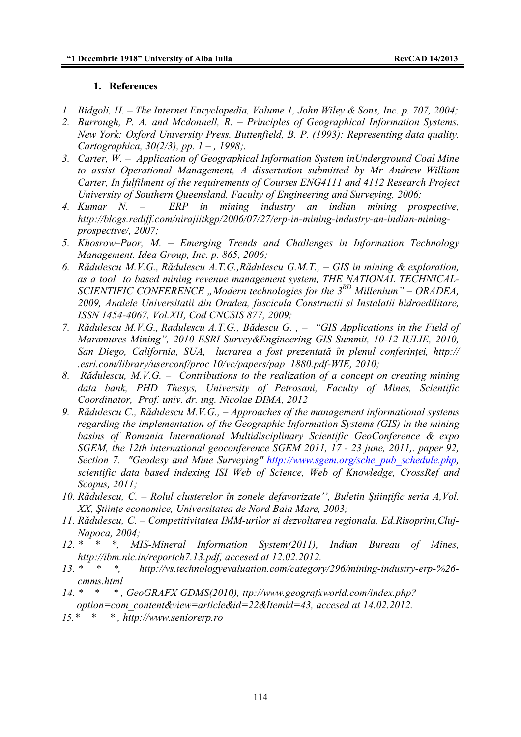## 1. References

1. *Bidgoli, H. – The Internet Encyclopedia, Volume 1, John Wiley & Sons, Inc. p. 707, 2004;*
2. *Burrough, P. A. and Mcdonnell, R. – Principles of Geographical Information Systems. New York: Oxford University Press. Buttenfield, B. P. (1993): Representing data quality. Cartographica, 30(2/3), pp. 1 – , 1998;.*
3. *Carter, W. – Application of Geographical Information System inUnderground Coal Mine to assist Operational Management, A dissertation submitted by Mr Andrew William Carter, In fulfilment of the requirements of Courses ENG4111 and 4112 Research Project University of Southern Queensland, Faculty of Engineering and Surveying, 2006;*
4. *Kumar N. – ERP in mining industry an indian mining prospective, http://blogs.rediff.com/nirajiitkgp/2006/07/27/erp-in-mining-industry-an-indian-mining-prospective/, 2007;*
5. *Khosrow–Puor, M. – Emerging Trends and Challenges in Information Technology Management. Idea Group, Inc. p. 865, 2006;*
6. *Rădulescu M.V.G., Rădulescu A.T.G.,Rădulescu G.M.T., – GIS in mining & exploration, as a tool to based mining revenue management system, THE NATIONAL TECHNICAL-SCIENTIFIC CONFERENCE „Modern technologies for the 3[RD] Millenium" – ORADEA, 2009, Analele Universitatii din Oradea, fascicula Constructii si Instalatii hidroedilitare, ISSN 1454-4067, Vol.XII, Cod CNCSIS 877, 2009;*
7. *Rădulescu M.V.G., Radulescu A.T.G., Bădescu G. , – "GIS Applications in the Field of Maramures Mining", 2010 ESRI Survey&Engineering GIS Summit, 10-12 IULIE, 2010, San Diego, California, SUA, lucrarea a fost prezentată în plenul conferinței, http:// .esri.com/library/userconf/proc 10/vc/papers/pap_1880.pdf-WIE, 2010;*
8. *Rădulescu, M.V.G. – Contributions to the realization of a concept on creating mining data bank, PHD Thesys, University of Petrosani, Faculty of Mines, Scientific Coordinator, Prof. univ. dr. ing. Nicolae DIMA, 2012*
9. *Rădulescu C., Rădulescu M.V.G., – Approaches of the management informational systems regarding the implementation of the Geographic Information Systems (GIS) in the mining basins of Romania International Multidisciplinary Scientific GeoConference & expo SGEM, the 12th international geoconference SGEM 2011, 17 - 23 june, 2011,. paper 92, Section 7. "Geodesy and Mine Surveying" http://www.sgem.org/sche_pub_schedule.php, scientific data based indexing ISI Web of Science, Web of Knowledge, CrossRef and Scopus, 2011;*
10. *Rădulescu, C. – Rolul clusterelor în zone defavorizate'', Buletin Ştiinţific seria A,Vol. XX, Ştiinţe economice, Universitatea de Nord Baia Mare, 2003;*
11. *Rădulescu, C. – Competitivitatea IMM-urilor si dezvoltarea regionala, Ed.Risoprint,Cluj-Napoca, 2004;*
12. *\* \* \*, MIS-Mineral Information System(2011), Indian Bureau of Mines, http://ibm.nic.in/reportch7.13.pdf, accesed at 12.02.2012.*
13. *\* \* \*, http://vs.technologyevaluation.com/category/296/mining-industry-erp-%26-cmms.html*
14. *\* \* \* , GeoGRAFX GDMS(2010), ttp://www.geografxworld.com/index.php? option=com_content&view=article&id=22&Itemid=43, accesed at 14.02.2012.*
15. *\* \* \* , http://www.seniorerp.ro*